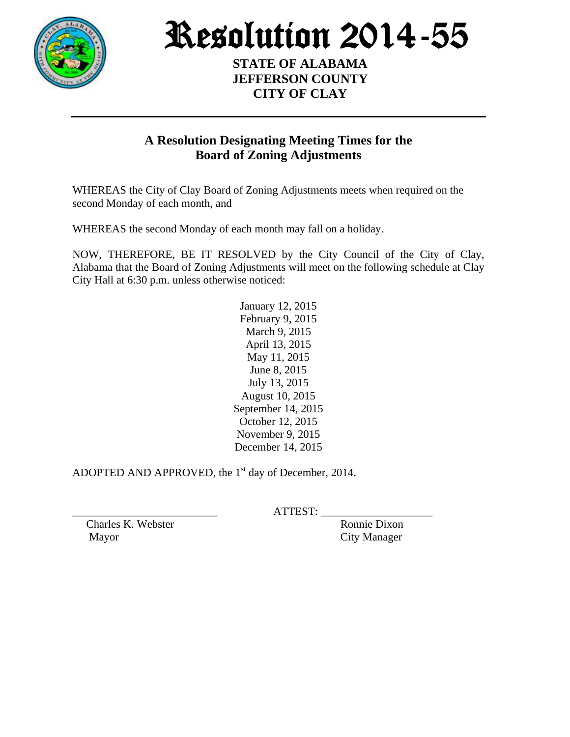# Resolution 2014-55

**STATE OF ALABAMA**
**JEFFERSON COUNTY**
**CITY OF CLAY**

---

## A Resolution Designating Meeting Times for the Board of Zoning Adjustments

WHEREAS the City of Clay Board of Zoning Adjustments meets when required on the second Monday of each month, and

WHEREAS the second Monday of each month may fall on a holiday.

NOW, THEREFORE, BE IT RESOLVED by the City Council of the City of Clay, Alabama that the Board of Zoning Adjustments will meet on the following schedule at Clay City Hall at 6:30 p.m. unless otherwise noticed:

January 12, 2015
February 9, 2015
March 9, 2015
April 13, 2015
May 11, 2015
June 8, 2015
July 13, 2015
August 10, 2015
September 14, 2015
October 12, 2015
November 9, 2015
December 14, 2015

ADOPTED AND APPROVED, the 1st day of December, 2014.

\_\_\_\_\_\_\_\_\_\_\_\_\_\_\_\_\_\_\_\_\_\_\_\_\_ ATTEST: \_\_\_\_\_\_\_\_\_\_\_\_\_\_\_\_\_\_\_\_

Charles K. Webster
Mayor

Ronnie Dixon
City Manager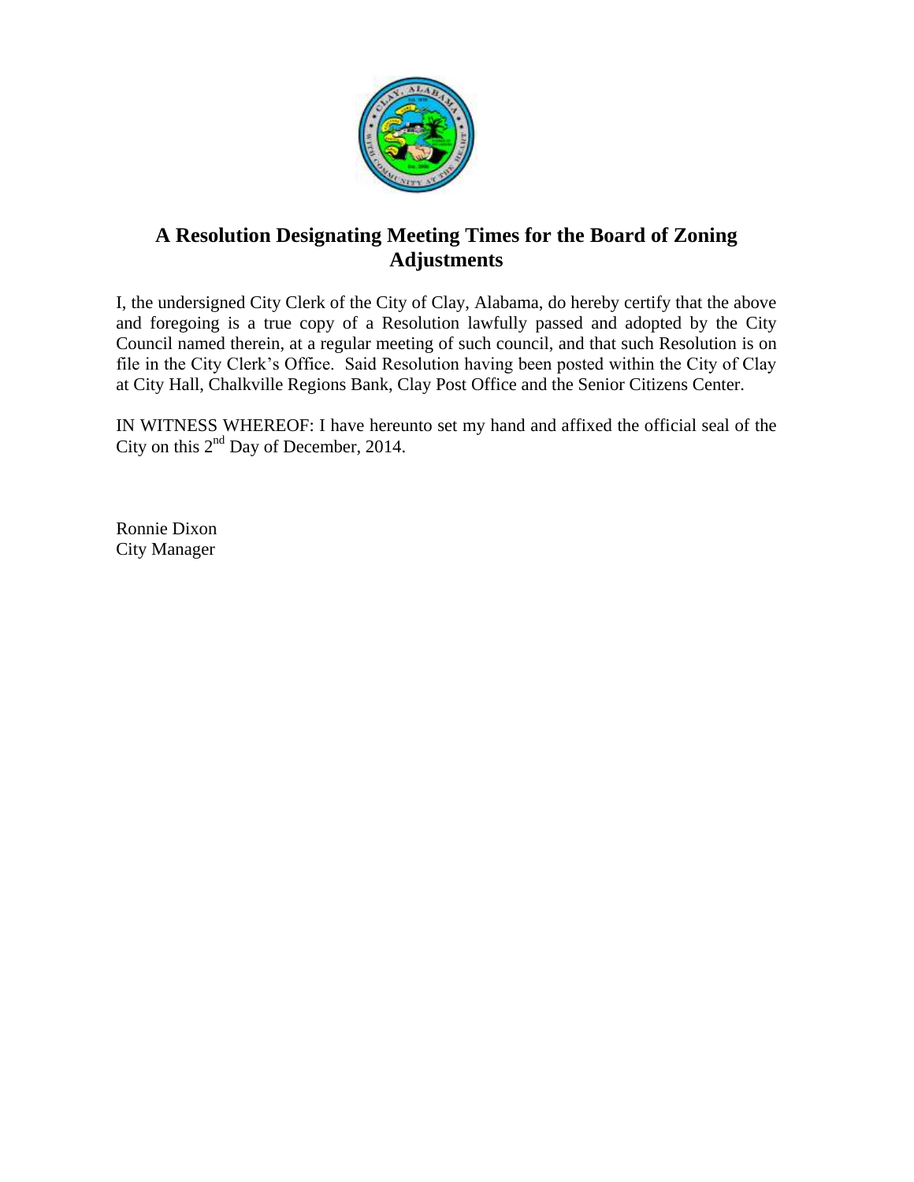# A Resolution Designating Meeting Times for the Board of Zoning Adjustments

I, the undersigned City Clerk of the City of Clay, Alabama, do hereby certify that the above and foregoing is a true copy of a Resolution lawfully passed and adopted by the City Council named therein, at a regular meeting of such council, and that such Resolution is on file in the City Clerk's Office. Said Resolution having been posted within the City of Clay at City Hall, Chalkville Regions Bank, Clay Post Office and the Senior Citizens Center.

IN WITNESS WHEREOF: I have hereunto set my hand and affixed the official seal of the City on this 2nd Day of December, 2014.

Ronnie Dixon
City Manager